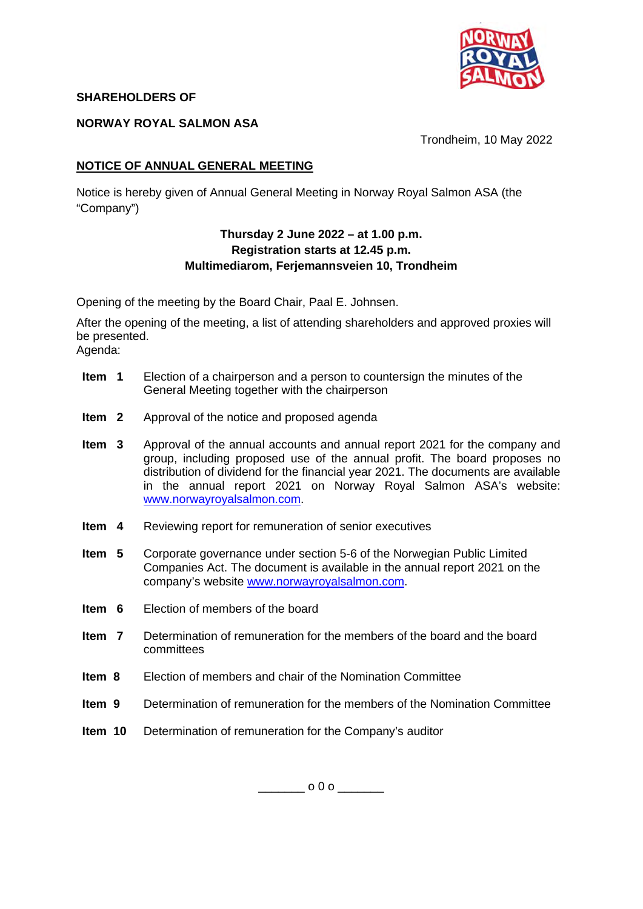**SHAREHOLDERS OF**

**NORWAY ROYAL SALMON ASA**

Trondheim, 10 May 2022

## NOTICE OF ANNUAL GENERAL MEETING

Notice is hereby given of Annual General Meeting in Norway Royal Salmon ASA (the "Company")

**Thursday 2 June 2022 – at 1.00 p.m.**
**Registration starts at 12.45 p.m.**
**Multimediarom, Ferjemannsveien 10, Trondheim**

Opening of the meeting by the Board Chair, Paal E. Johnsen.

After the opening of the meeting, a list of attending shareholders and approved proxies will be presented.
Agenda:

**Item 1** Election of a chairperson and a person to countersign the minutes of the General Meeting together with the chairperson

**Item 2** Approval of the notice and proposed agenda

**Item 3** Approval of the annual accounts and annual report 2021 for the company and group, including proposed use of the annual profit. The board proposes no distribution of dividend for the financial year 2021. The documents are available in the annual report 2021 on Norway Royal Salmon ASA's website: www.norwayroyalsalmon.com.

**Item 4** Reviewing report for remuneration of senior executives

**Item 5** Corporate governance under section 5-6 of the Norwegian Public Limited Companies Act. The document is available in the annual report 2021 on the company's website www.norwayroyalsalmon.com.

**Item 6** Election of members of the board

**Item 7** Determination of remuneration for the members of the board and the board committees

**Item 8** Election of members and chair of the Nomination Committee

**Item 9** Determination of remuneration for the members of the Nomination Committee

**Item 10** Determination of remuneration for the Company's auditor

_______ o 0 o _______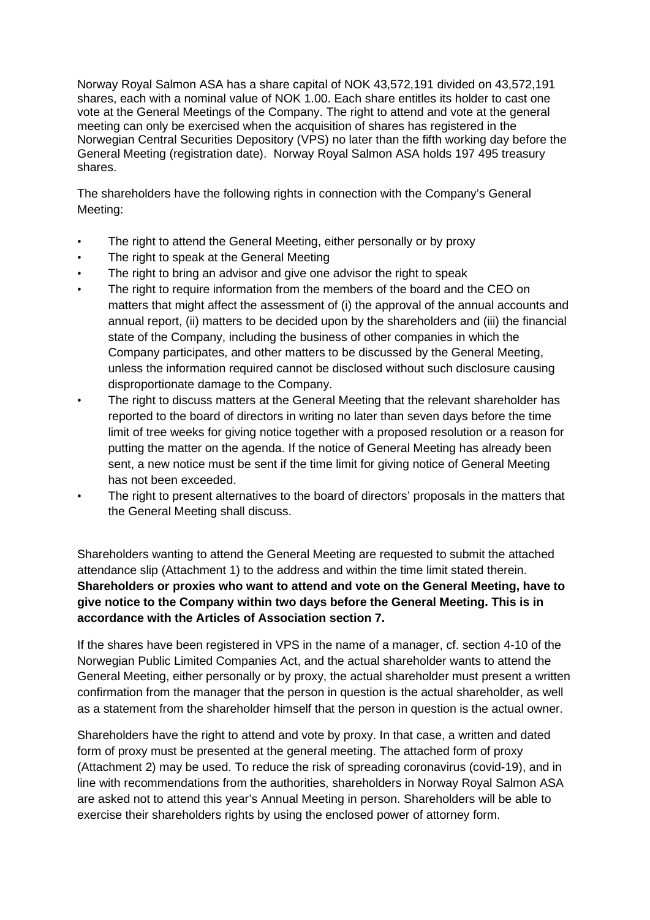Norway Royal Salmon ASA has a share capital of NOK 43,572,191 divided on 43,572,191 shares, each with a nominal value of NOK 1.00. Each share entitles its holder to cast one vote at the General Meetings of the Company. The right to attend and vote at the general meeting can only be exercised when the acquisition of shares has registered in the Norwegian Central Securities Depository (VPS) no later than the fifth working day before the General Meeting (registration date). Norway Royal Salmon ASA holds 197 495 treasury shares.

The shareholders have the following rights in connection with the Company's General Meeting:

- The right to attend the General Meeting, either personally or by proxy
- The right to speak at the General Meeting
- The right to bring an advisor and give one advisor the right to speak
- The right to require information from the members of the board and the CEO on matters that might affect the assessment of (i) the approval of the annual accounts and annual report, (ii) matters to be decided upon by the shareholders and (iii) the financial state of the Company, including the business of other companies in which the Company participates, and other matters to be discussed by the General Meeting, unless the information required cannot be disclosed without such disclosure causing disproportionate damage to the Company.
- The right to discuss matters at the General Meeting that the relevant shareholder has reported to the board of directors in writing no later than seven days before the time limit of tree weeks for giving notice together with a proposed resolution or a reason for putting the matter on the agenda. If the notice of General Meeting has already been sent, a new notice must be sent if the time limit for giving notice of General Meeting has not been exceeded.
- The right to present alternatives to the board of directors' proposals in the matters that the General Meeting shall discuss.

Shareholders wanting to attend the General Meeting are requested to submit the attached attendance slip (Attachment 1) to the address and within the time limit stated therein. **Shareholders or proxies who want to attend and vote on the General Meeting, have to give notice to the Company within two days before the General Meeting. This is in accordance with the Articles of Association section 7.**

If the shares have been registered in VPS in the name of a manager, cf. section 4-10 of the Norwegian Public Limited Companies Act, and the actual shareholder wants to attend the General Meeting, either personally or by proxy, the actual shareholder must present a written confirmation from the manager that the person in question is the actual shareholder, as well as a statement from the shareholder himself that the person in question is the actual owner.

Shareholders have the right to attend and vote by proxy. In that case, a written and dated form of proxy must be presented at the general meeting. The attached form of proxy (Attachment 2) may be used. To reduce the risk of spreading coronavirus (covid-19), and in line with recommendations from the authorities, shareholders in Norway Royal Salmon ASA are asked not to attend this year's Annual Meeting in person. Shareholders will be able to exercise their shareholders rights by using the enclosed power of attorney form.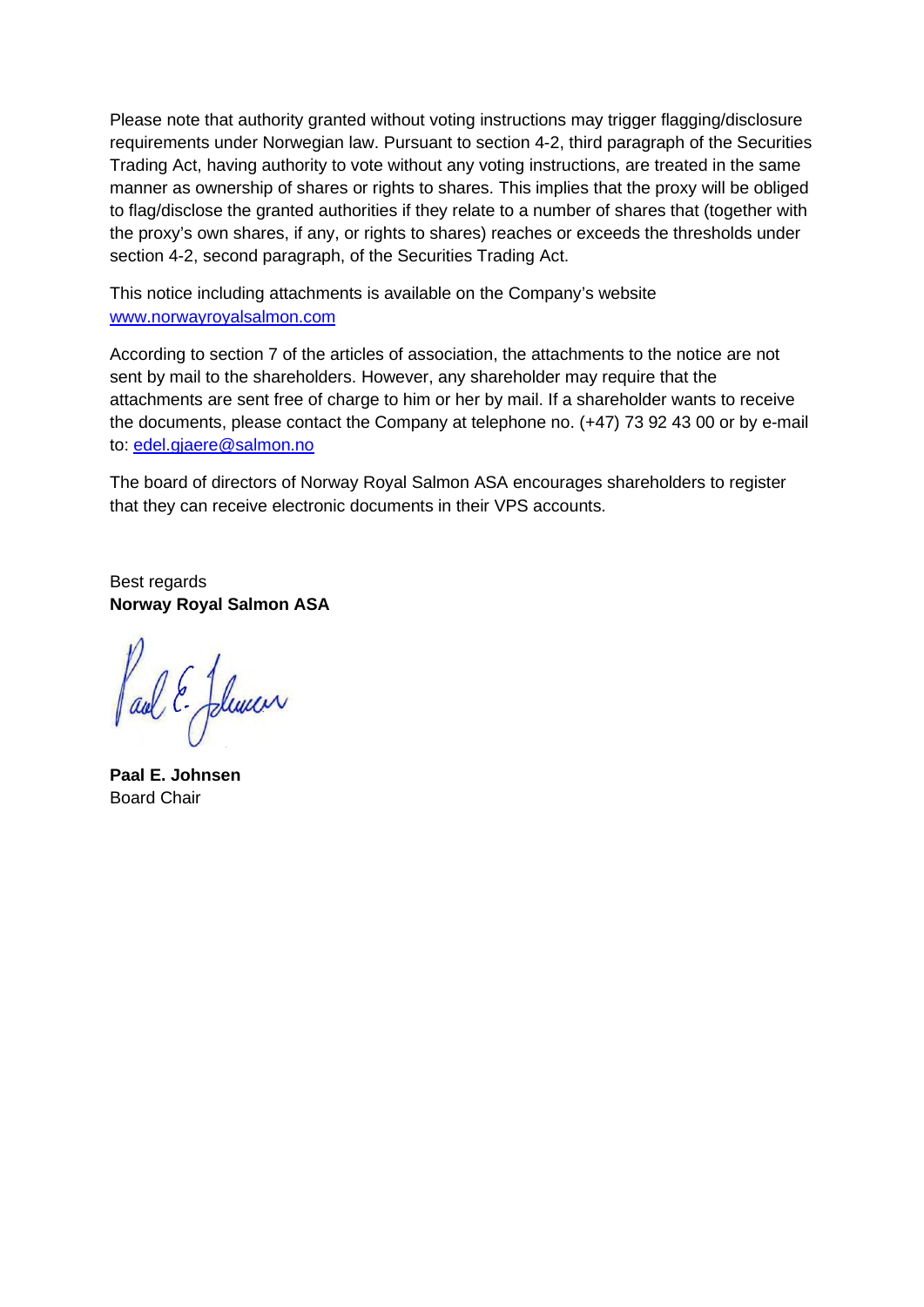Please note that authority granted without voting instructions may trigger flagging/disclosure requirements under Norwegian law. Pursuant to section 4-2, third paragraph of the Securities Trading Act, having authority to vote without any voting instructions, are treated in the same manner as ownership of shares or rights to shares. This implies that the proxy will be obliged to flag/disclose the granted authorities if they relate to a number of shares that (together with the proxy's own shares, if any, or rights to shares) reaches or exceeds the thresholds under section 4-2, second paragraph, of the Securities Trading Act.

This notice including attachments is available on the Company's website [www.norwayroyalsalmon.com](www.norwayroyalsalmon.com)

According to section 7 of the articles of association, the attachments to the notice are not sent by mail to the shareholders. However, any shareholder may require that the attachments are sent free of charge to him or her by mail. If a shareholder wants to receive the documents, please contact the Company at telephone no. (+47) 73 92 43 00 or by e-mail to: [edel.gjaere@salmon.no](mailto:edel.gjaere@salmon.no)

The board of directors of Norway Royal Salmon ASA encourages shareholders to register that they can receive electronic documents in their VPS accounts.

Best regards
**Norway Royal Salmon ASA**

**Paal E. Johnsen**
Board Chair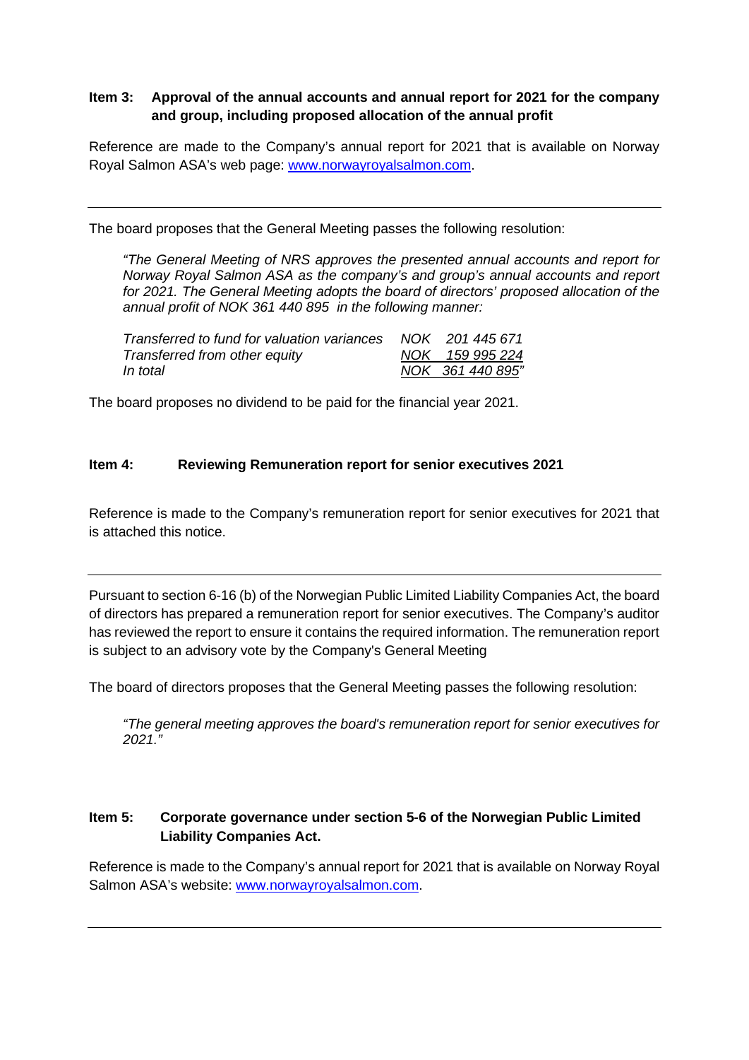**Item 3: Approval of the annual accounts and annual report for 2021 for the company and group, including proposed allocation of the annual profit**

Reference are made to the Company's annual report for 2021 that is available on Norway Royal Salmon ASA's web page: [www.norwayroyalsalmon.com](http://www.norwayroyalsalmon.com).

---

The board proposes that the General Meeting passes the following resolution:

> *"The General Meeting of NRS approves the presented annual accounts and report for Norway Royal Salmon ASA as the company's and group's annual accounts and report for 2021. The General Meeting adopts the board of directors' proposed allocation of the annual profit of NOK 361 440 895 in the following manner:*
>
> | | |
> |---|---|
> | *Transferred to fund for valuation variances* | *NOK 201 445 671* |
> | *Transferred from other equity* | *NOK 159 995 224* |
> | *In total* | *NOK 361 440 895"* |

The board proposes no dividend to be paid for the financial year 2021.

**Item 4: Reviewing Remuneration report for senior executives 2021**

Reference is made to the Company's remuneration report for senior executives for 2021 that is attached this notice.

---

Pursuant to section 6-16 (b) of the Norwegian Public Limited Liability Companies Act, the board of directors has prepared a remuneration report for senior executives. The Company's auditor has reviewed the report to ensure it contains the required information. The remuneration report is subject to an advisory vote by the Company's General Meeting

The board of directors proposes that the General Meeting passes the following resolution:

> *"The general meeting approves the board's remuneration report for senior executives for 2021."*

**Item 5: Corporate governance under section 5-6 of the Norwegian Public Limited Liability Companies Act.**

Reference is made to the Company's annual report for 2021 that is available on Norway Royal Salmon ASA's website: [www.norwayroyalsalmon.com](http://www.norwayroyalsalmon.com).

---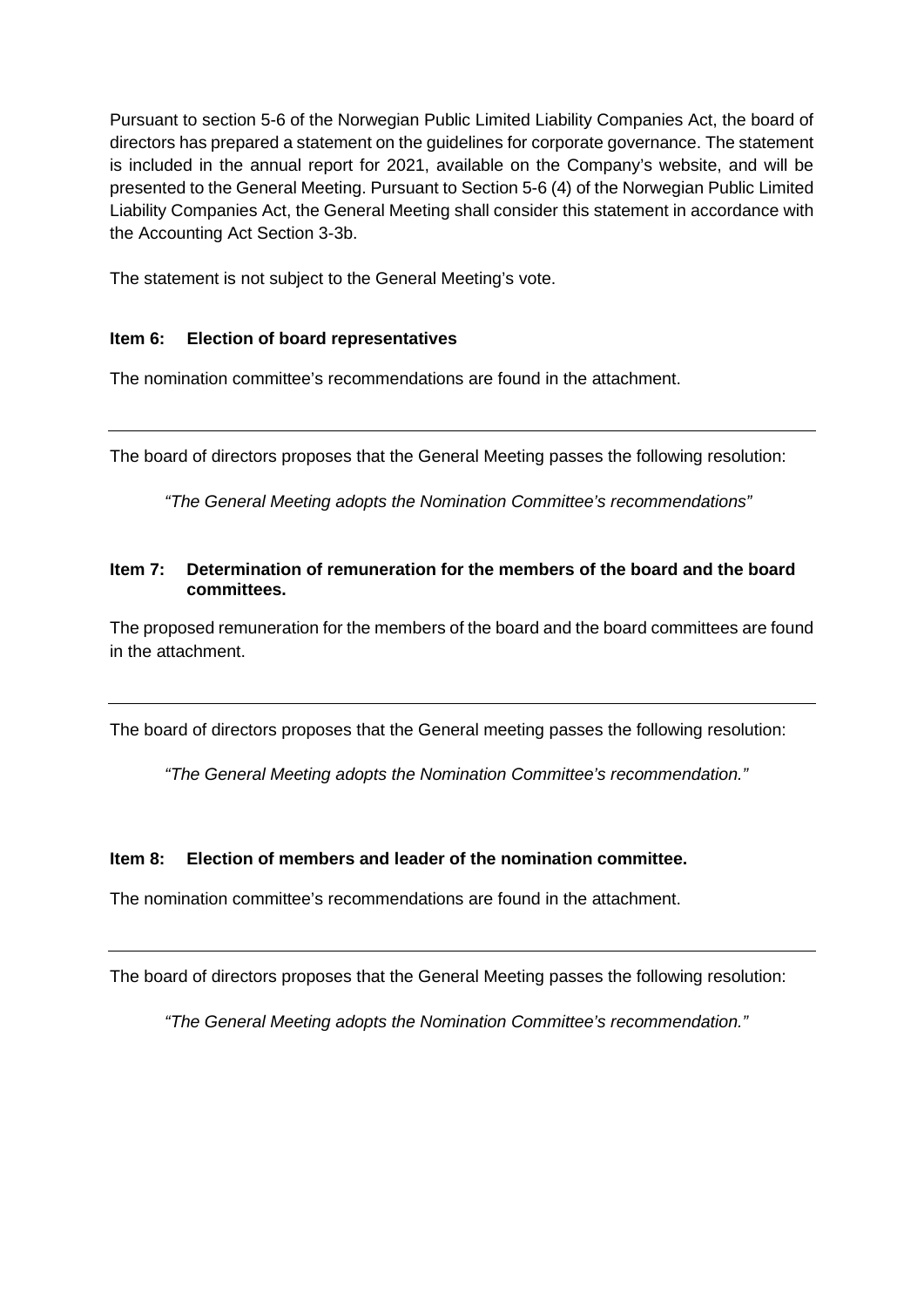Pursuant to section 5-6 of the Norwegian Public Limited Liability Companies Act, the board of directors has prepared a statement on the guidelines for corporate governance. The statement is included in the annual report for 2021, available on the Company's website, and will be presented to the General Meeting. Pursuant to Section 5-6 (4) of the Norwegian Public Limited Liability Companies Act, the General Meeting shall consider this statement in accordance with the Accounting Act Section 3-3b.

The statement is not subject to the General Meeting's vote.

**Item 6: Election of board representatives**

The nomination committee's recommendations are found in the attachment.

---

The board of directors proposes that the General Meeting passes the following resolution:

*"The General Meeting adopts the Nomination Committee's recommendations"*

**Item 7: Determination of remuneration for the members of the board and the board committees.**

The proposed remuneration for the members of the board and the board committees are found in the attachment.

---

The board of directors proposes that the General meeting passes the following resolution:

*"The General Meeting adopts the Nomination Committee's recommendation."*

**Item 8: Election of members and leader of the nomination committee.**

The nomination committee's recommendations are found in the attachment.

---

The board of directors proposes that the General Meeting passes the following resolution:

*"The General Meeting adopts the Nomination Committee's recommendation."*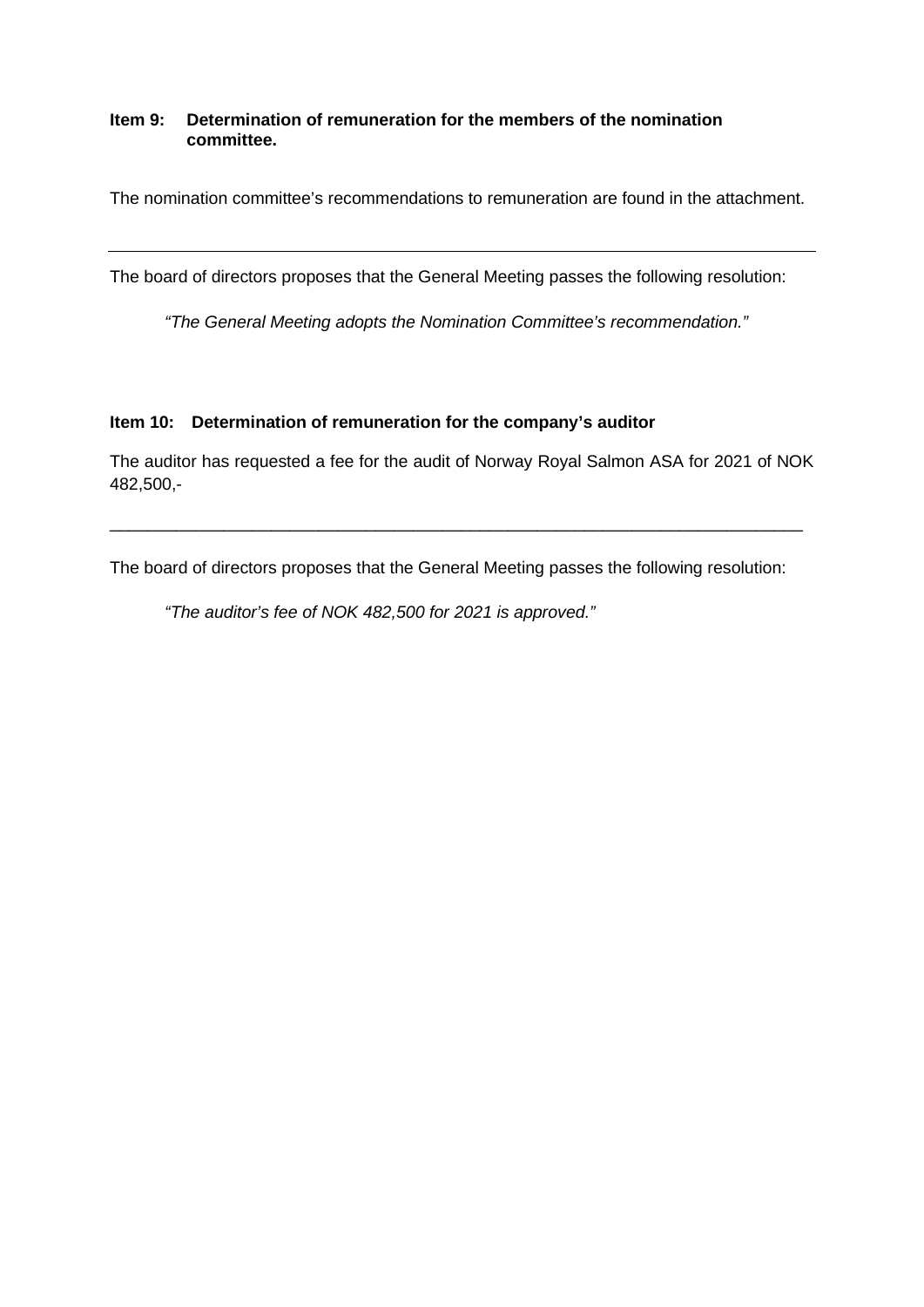**Item 9: Determination of remuneration for the members of the nomination committee.**

The nomination committee's recommendations to remuneration are found in the attachment.

---

The board of directors proposes that the General Meeting passes the following resolution:

> *"The General Meeting adopts the Nomination Committee's recommendation."*

**Item 10: Determination of remuneration for the company's auditor**

The auditor has requested a fee for the audit of Norway Royal Salmon ASA for 2021 of NOK 482,500,-

---

The board of directors proposes that the General Meeting passes the following resolution:

> *"The auditor's fee of NOK 482,500 for 2021 is approved."*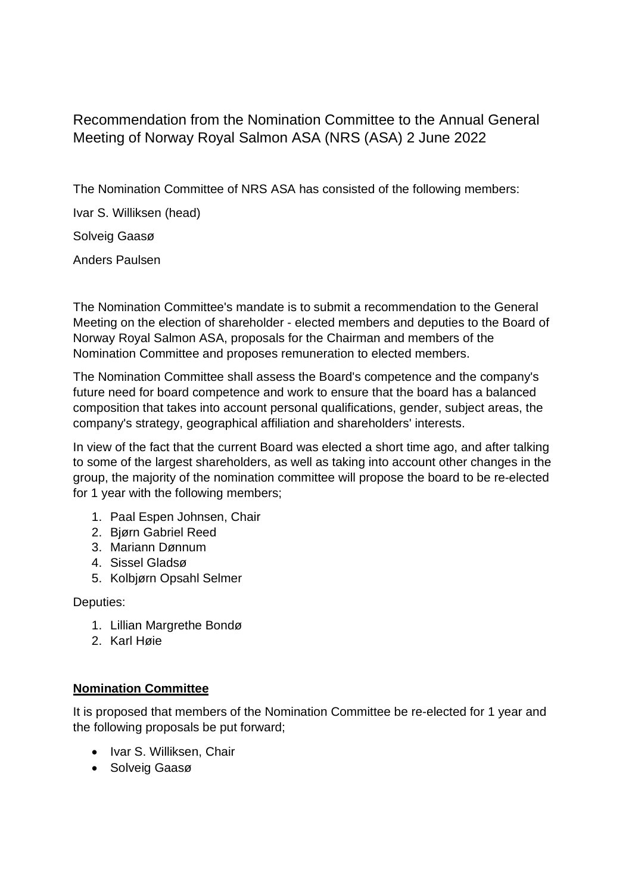# Recommendation from the Nomination Committee to the Annual General Meeting of Norway Royal Salmon ASA (NRS (ASA) 2 June 2022

The Nomination Committee of NRS ASA has consisted of the following members:

Ivar S. Williksen (head)

Solveig Gaasø

Anders Paulsen

The Nomination Committee's mandate is to submit a recommendation to the General Meeting on the election of shareholder - elected members and deputies to the Board of Norway Royal Salmon ASA, proposals for the Chairman and members of the Nomination Committee and proposes remuneration to elected members.

The Nomination Committee shall assess the Board's competence and the company's future need for board competence and work to ensure that the board has a balanced composition that takes into account personal qualifications, gender, subject areas, the company's strategy, geographical affiliation and shareholders' interests.

In view of the fact that the current Board was elected a short time ago, and after talking to some of the largest shareholders, as well as taking into account other changes in the group, the majority of the nomination committee will propose the board to be re-elected for 1 year with the following members;

1. Paal Espen Johnsen, Chair
2. Bjørn Gabriel Reed
3. Mariann Dønnum
4. Sissel Gladsø
5. Kolbjørn Opsahl Selmer

Deputies:

1. Lillian Margrethe Bondø
2. Karl Høie

**Nomination Committee**

It is proposed that members of the Nomination Committee be re-elected for 1 year and the following proposals be put forward;

- Ivar S. Williksen, Chair
- Solveig Gaasø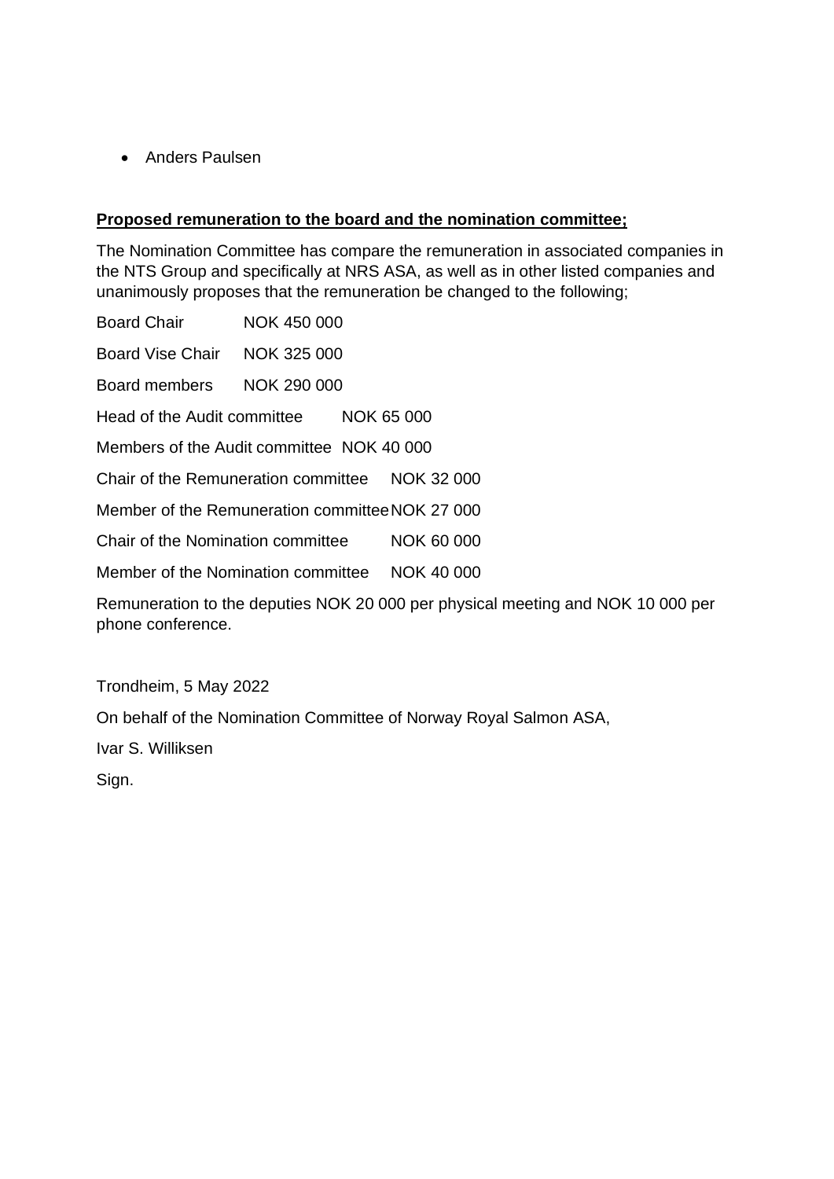- Anders Paulsen

**Proposed remuneration to the board and the nomination committee;**

The Nomination Committee has compare the remuneration in associated companies in the NTS Group and specifically at NRS ASA, as well as in other listed companies and unanimously proposes that the remuneration be changed to the following;

| | |
|---|---|
| Board Chair | NOK 450 000 |
| Board Vise Chair | NOK 325 000 |
| Board members | NOK 290 000 |
| Head of the Audit committee | NOK 65 000 |
| Members of the Audit committee | NOK 40 000 |
| Chair of the Remuneration committee | NOK 32 000 |
| Member of the Remuneration committee | NOK 27 000 |
| Chair of the Nomination committee | NOK 60 000 |
| Member of the Nomination committee | NOK 40 000 |

Remuneration to the deputies NOK 20 000 per physical meeting and NOK 10 000 per phone conference.

Trondheim, 5 May 2022

On behalf of the Nomination Committee of Norway Royal Salmon ASA,

Ivar S. Williksen

Sign.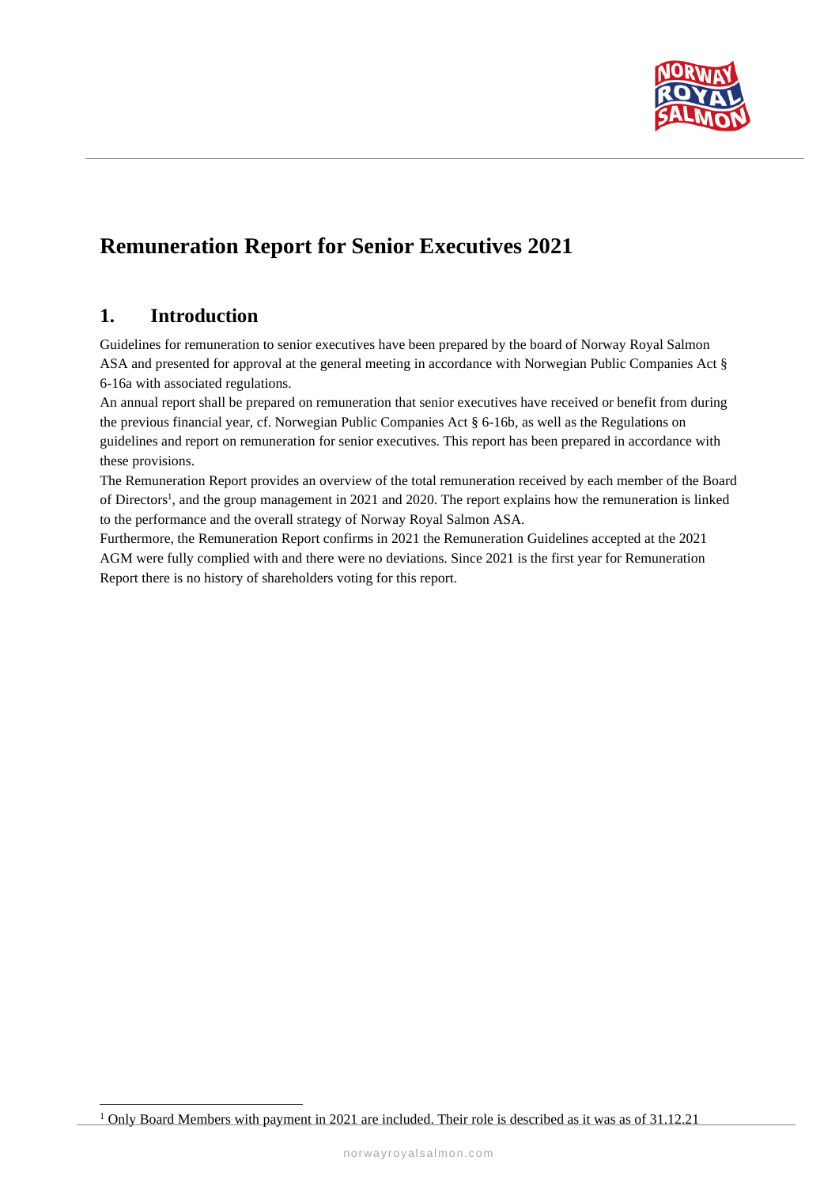# Remuneration Report for Senior Executives 2021

## 1. Introduction

Guidelines for remuneration to senior executives have been prepared by the board of Norway Royal Salmon ASA and presented for approval at the general meeting in accordance with Norwegian Public Companies Act § 6-16a with associated regulations.

An annual report shall be prepared on remuneration that senior executives have received or benefit from during the previous financial year, cf. Norwegian Public Companies Act § 6-16b, as well as the Regulations on guidelines and report on remuneration for senior executives. This report has been prepared in accordance with these provisions.

The Remuneration Report provides an overview of the total remuneration received by each member of the Board of Directors[1], and the group management in 2021 and 2020. The report explains how the remuneration is linked to the performance and the overall strategy of Norway Royal Salmon ASA.

Furthermore, the Remuneration Report confirms in 2021 the Remuneration Guidelines accepted at the 2021 AGM were fully complied with and there were no deviations. Since 2021 is the first year for Remuneration Report there is no history of shareholders voting for this report.

[1] Only Board Members with payment in 2021 are included. Their role is described as it was as of 31.12.21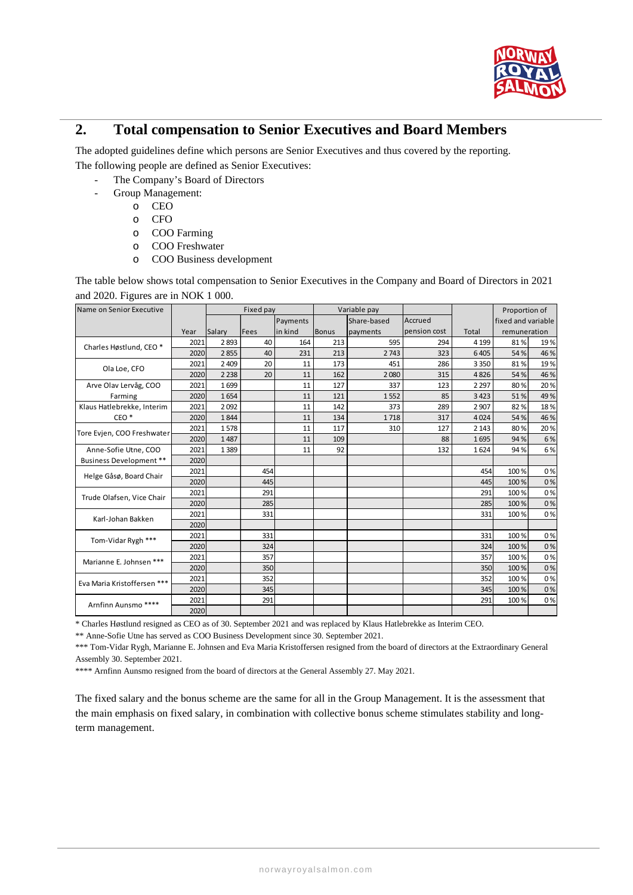## 2. Total compensation to Senior Executives and Board Members

The adopted guidelines define which persons are Senior Executives and thus covered by the reporting. The following people are defined as Senior Executives:

- The Company's Board of Directors
- Group Management:
  - CEO
  - CFO
  - COO Farming
  - COO Freshwater
  - COO Business development

The table below shows total compensation to Senior Executives in the Company and Board of Directors in 2021 and 2020. Figures are in NOK 1 000.

| Name on Senior Executive | | Fixed pay | | | Variable pay | | | | Proportion of fixed and variable remuneration | |
|---|---|---|---|---|---|---|---|---|---|---|
| | Year | Salary | Fees | Payments in kind | Bonus | Share-based payments | Accrued pension cost | Total | | |
| Charles Høstlund, CEO * | 2021 | 2 893 | 40 | 164 | 213 | 595 | 294 | 4 199 | 81 % | 19 % |
| | 2020 | 2 855 | 40 | 231 | 213 | 2 743 | 323 | 6 405 | 54 % | 46 % |
| Ola Loe, CFO | 2021 | 2 409 | 20 | 11 | 173 | 451 | 286 | 3 350 | 81 % | 19 % |
| | 2020 | 2 238 | 20 | 11 | 162 | 2 080 | 315 | 4 826 | 54 % | 46 % |
| Arve Olav Lervåg, COO Farming | 2021 | 1 699 | | 11 | 127 | 337 | 123 | 2 297 | 80 % | 20 % |
| | 2020 | 1 654 | | 11 | 121 | 1 552 | 85 | 3 423 | 51 % | 49 % |
| Klaus Hatlebrekke, Interim CEO * | 2021 | 2 092 | | 11 | 142 | 373 | 289 | 2 907 | 82 % | 18 % |
| | 2020 | 1 844 | | 11 | 134 | 1 718 | 317 | 4 024 | 54 % | 46 % |
| Tore Evjen, COO Freshwater | 2021 | 1 578 | | 11 | 117 | 310 | 127 | 2 143 | 80 % | 20 % |
| | 2020 | 1 487 | | 11 | 109 | | 88 | 1 695 | 94 % | 6 % |
| Anne-Sofie Utne, COO Business Development ** | 2021 | 1 389 | | 11 | 92 | | 132 | 1 624 | 94 % | 6 % |
| | 2020 | | | | | | | | | |
| Helge Gåsø, Board Chair | 2021 | | 454 | | | | | 454 | 100 % | 0 % |
| | 2020 | | 445 | | | | | 445 | 100 % | 0 % |
| Trude Olafsen, Vice Chair | 2021 | | 291 | | | | | 291 | 100 % | 0 % |
| | 2020 | | 285 | | | | | 285 | 100 % | 0 % |
| Karl-Johan Bakken | 2021 | | 331 | | | | | 331 | 100 % | 0 % |
| | 2020 | | | | | | | | | |
| Tom-Vidar Rygh *** | 2021 | | 331 | | | | | 331 | 100 % | 0 % |
| | 2020 | | 324 | | | | | 324 | 100 % | 0 % |
| Marianne E. Johnsen *** | 2021 | | 357 | | | | | 357 | 100 % | 0 % |
| | 2020 | | 350 | | | | | 350 | 100 % | 0 % |
| Eva Maria Kristoffersen *** | 2021 | | 352 | | | | | 352 | 100 % | 0 % |
| | 2020 | | 345 | | | | | 345 | 100 % | 0 % |
| Arnfinn Aunsmo **** | 2021 | | 291 | | | | | 291 | 100 % | 0 % |
| | 2020 | | | | | | | | | |

* Charles Høstlund resigned as CEO as of 30. September 2021 and was replaced by Klaus Hatlebrekke as Interim CEO.

** Anne-Sofie Utne has served as COO Business Development since 30. September 2021.

*** Tom-Vidar Rygh, Marianne E. Johnsen and Eva Maria Kristoffersen resigned from the board of directors at the Extraordinary General Assembly 30. September 2021.

**** Arnfinn Aunsmo resigned from the board of directors at the General Assembly 27. May 2021.

The fixed salary and the bonus scheme are the same for all in the Group Management. It is the assessment that the main emphasis on fixed salary, in combination with collective bonus scheme stimulates stability and long-term management.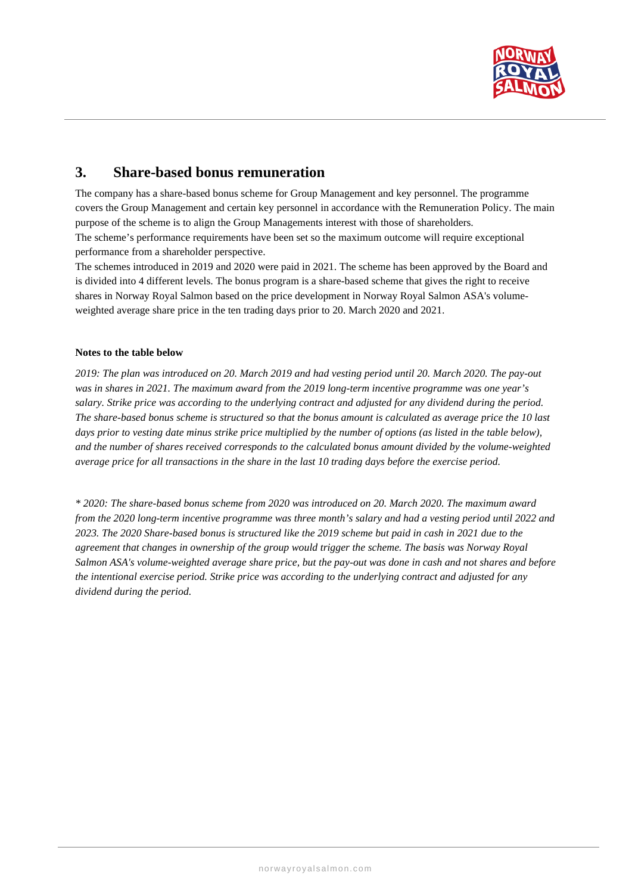## 3. Share-based bonus remuneration

The company has a share-based bonus scheme for Group Management and key personnel. The programme covers the Group Management and certain key personnel in accordance with the Remuneration Policy. The main purpose of the scheme is to align the Group Managements interest with those of shareholders.
The scheme's performance requirements have been set so the maximum outcome will require exceptional performance from a shareholder perspective.
The schemes introduced in 2019 and 2020 were paid in 2021. The scheme has been approved by the Board and is divided into 4 different levels. The bonus program is a share-based scheme that gives the right to receive shares in Norway Royal Salmon based on the price development in Norway Royal Salmon ASA's volume-weighted average share price in the ten trading days prior to 20. March 2020 and 2021.

**Notes to the table below**

*2019: The plan was introduced on 20. March 2019 and had vesting period until 20. March 2020. The pay-out was in shares in 2021. The maximum award from the 2019 long-term incentive programme was one year's salary. Strike price was according to the underlying contract and adjusted for any dividend during the period. The share-based bonus scheme is structured so that the bonus amount is calculated as average price the 10 last days prior to vesting date minus strike price multiplied by the number of options (as listed in the table below), and the number of shares received corresponds to the calculated bonus amount divided by the volume-weighted average price for all transactions in the share in the last 10 trading days before the exercise period.*

*\* 2020: The share-based bonus scheme from 2020 was introduced on 20. March 2020. The maximum award from the 2020 long-term incentive programme was three month's salary and had a vesting period until 2022 and 2023. The 2020 Share-based bonus is structured like the 2019 scheme but paid in cash in 2021 due to the agreement that changes in ownership of the group would trigger the scheme. The basis was Norway Royal Salmon ASA's volume-weighted average share price, but the pay-out was done in cash and not shares and before the intentional exercise period. Strike price was according to the underlying contract and adjusted for any dividend during the period.*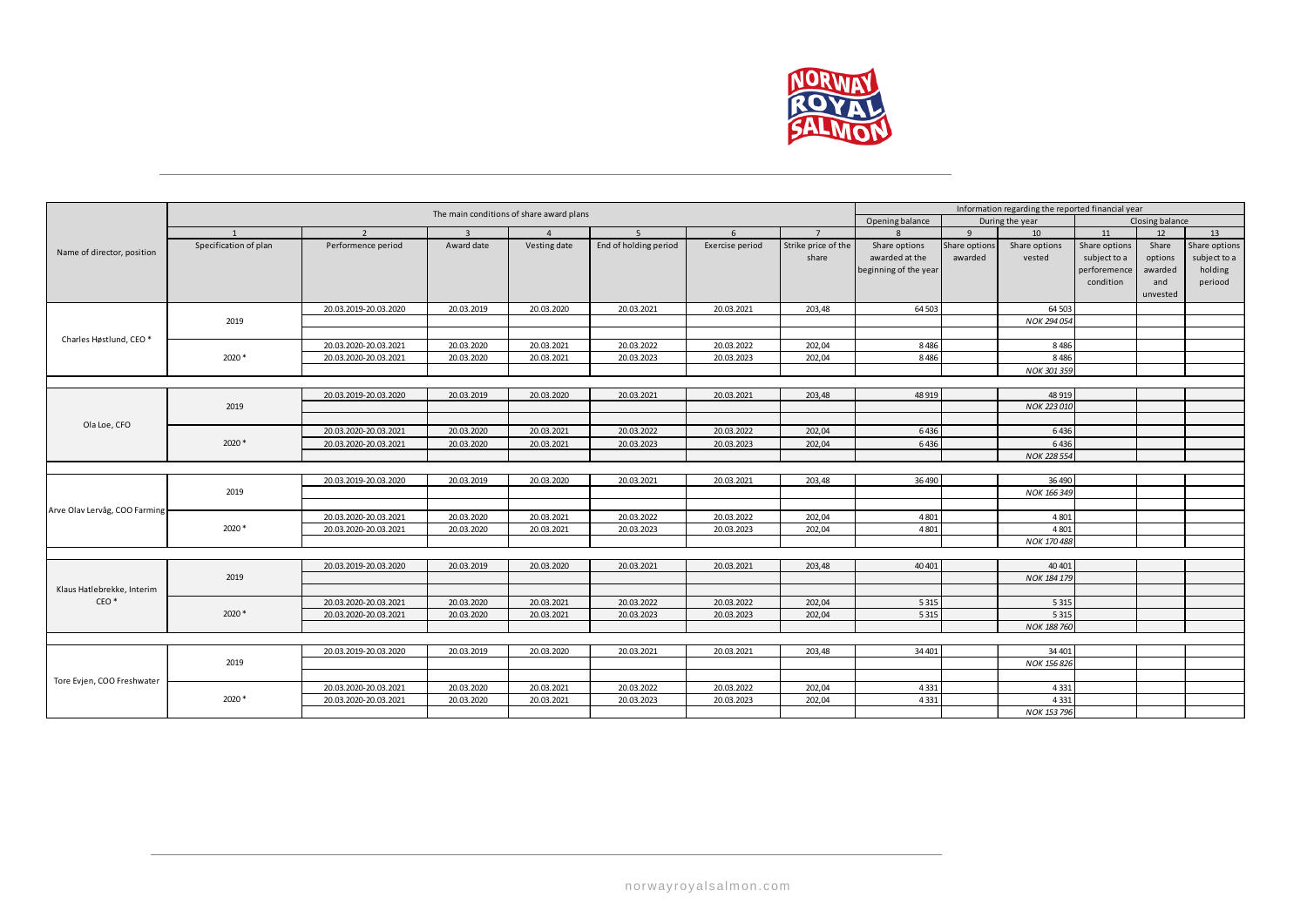| Name of director, position | The main conditions of share award plans | | | | | | | Information regarding the reported financial year | | | | | |
|---|---|---|---|---|---|---|---|---|---|---|---|---|---|
| | | | | | | | | Opening balance | During the year | | Closing balance | | |
| | 1 | 2 | 3 | 4 | 5 | 6 | 7 | 8 | 9 | 10 | 11 | 12 | 13 |
| | Specification of plan | Performence period | Award date | Vesting date | End of holding period | Exercise period | Strike price of the share | Share options awarded at the beginning of the year | Share options awarded | Share options vested | Share options subject to a perforemence condition | Share options awarded and unvested | Share options subject to a holding periood |
| Charles Høstlund, CEO * | 2019 | 20.03.2019-20.03.2020 | 20.03.2019 | 20.03.2020 | 20.03.2021 | 20.03.2021 | 203,48 | 64 503 | | 64 503 | | | |
| | | | | | | | | | | NOK 294 054 | | | |
| | 2020 * | 20.03.2020-20.03.2021 | 20.03.2020 | 20.03.2021 | 20.03.2022 | 20.03.2022 | 202,04 | 8 486 | | 8 486 | | | |
| | | 20.03.2020-20.03.2021 | 20.03.2020 | 20.03.2021 | 20.03.2023 | 20.03.2023 | 202,04 | 8 486 | | 8 486 | | | |
| | | | | | | | | | | NOK 301 359 | | | |
| Ola Loe, CFO | 2019 | 20.03.2019-20.03.2020 | 20.03.2019 | 20.03.2020 | 20.03.2021 | 20.03.2021 | 203,48 | 48 919 | | 48 919 | | | |
| | | | | | | | | | | NOK 223 010 | | | |
| | 2020 * | 20.03.2020-20.03.2021 | 20.03.2020 | 20.03.2021 | 20.03.2022 | 20.03.2022 | 202,04 | 6 436 | | 6 436 | | | |
| | | 20.03.2020-20.03.2021 | 20.03.2020 | 20.03.2021 | 20.03.2023 | 20.03.2023 | 202,04 | 6 436 | | 6 436 | | | |
| | | | | | | | | | | NOK 228 554 | | | |
| Arve Olav Lervåg, COO Farming | 2019 | 20.03.2019-20.03.2020 | 20.03.2019 | 20.03.2020 | 20.03.2021 | 20.03.2021 | 203,48 | 36 490 | | 36 490 | | | |
| | | | | | | | | | | NOK 166 349 | | | |
| | 2020 * | 20.03.2020-20.03.2021 | 20.03.2020 | 20.03.2021 | 20.03.2022 | 20.03.2022 | 202,04 | 4 801 | | 4 801 | | | |
| | | 20.03.2020-20.03.2021 | 20.03.2020 | 20.03.2021 | 20.03.2023 | 20.03.2023 | 202,04 | 4 801 | | 4 801 | | | |
| | | | | | | | | | | NOK 170 488 | | | |
| Klaus Hatlebrekke, Interim CEO * | 2019 | 20.03.2019-20.03.2020 | 20.03.2019 | 20.03.2020 | 20.03.2021 | 20.03.2021 | 203,48 | 40 401 | | 40 401 | | | |
| | | | | | | | | | | NOK 184 179 | | | |
| | 2020 * | 20.03.2020-20.03.2021 | 20.03.2020 | 20.03.2021 | 20.03.2022 | 20.03.2022 | 202,04 | 5 315 | | 5 315 | | | |
| | | 20.03.2020-20.03.2021 | 20.03.2020 | 20.03.2021 | 20.03.2023 | 20.03.2023 | 202,04 | 5 315 | | 5 315 | | | |
| | | | | | | | | | | NOK 188 760 | | | |
| Tore Evjen, COO Freshwater | 2019 | 20.03.2019-20.03.2020 | 20.03.2019 | 20.03.2020 | 20.03.2021 | 20.03.2021 | 203,48 | 34 401 | | 34 401 | | | |
| | | | | | | | | | | NOK 156 826 | | | |
| | 2020 * | 20.03.2020-20.03.2021 | 20.03.2020 | 20.03.2021 | 20.03.2022 | 20.03.2022 | 202,04 | 4 331 | | 4 331 | | | |
| | | 20.03.2020-20.03.2021 | 20.03.2020 | 20.03.2021 | 20.03.2023 | 20.03.2023 | 202,04 | 4 331 | | 4 331 | | | |
| | | | | | | | | | | NOK 153 796 | | | |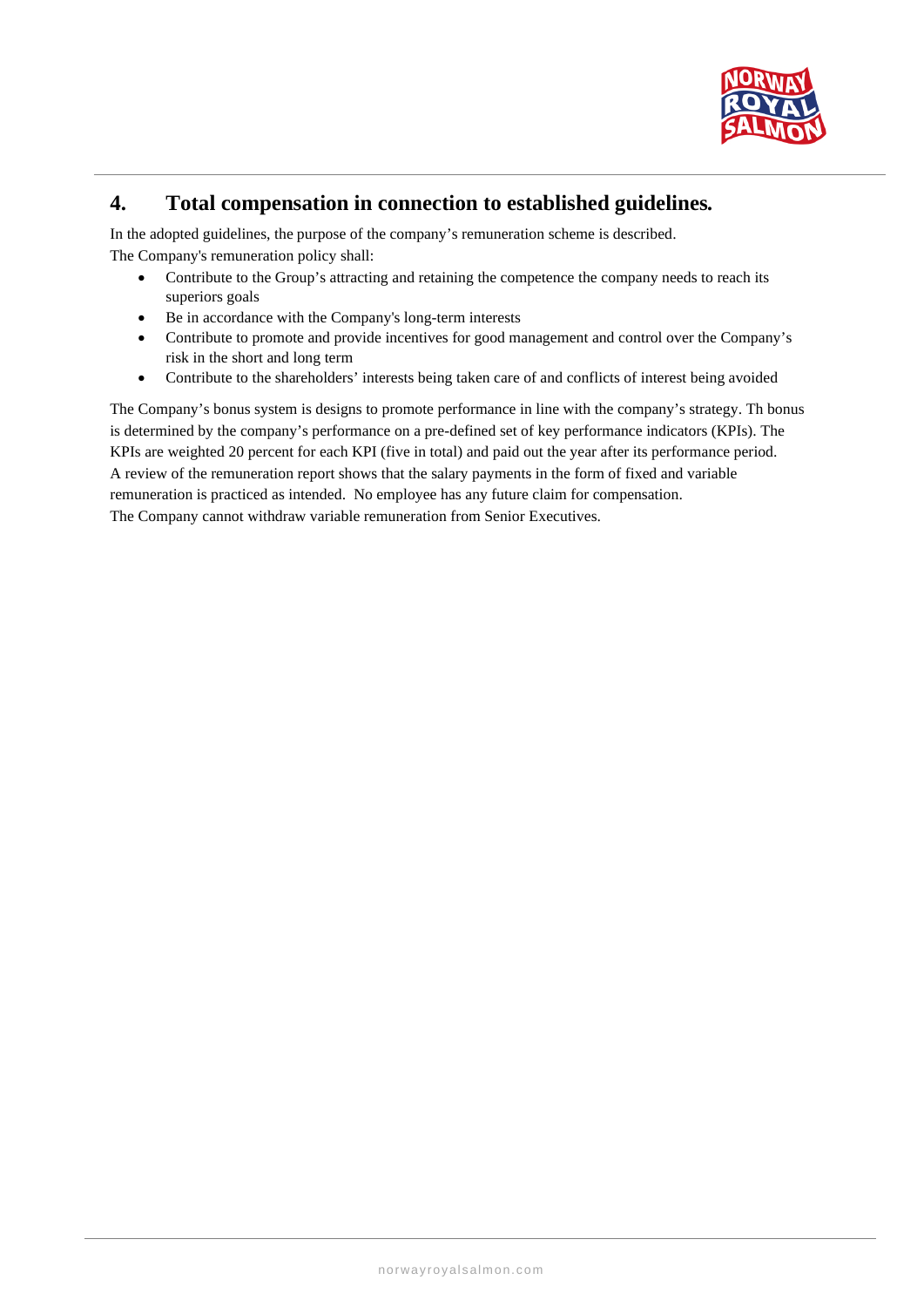## 4. Total compensation in connection to established guidelines.

In the adopted guidelines, the purpose of the company's remuneration scheme is described.
The Company's remuneration policy shall:

- Contribute to the Group's attracting and retaining the competence the company needs to reach its superiors goals
- Be in accordance with the Company's long-term interests
- Contribute to promote and provide incentives for good management and control over the Company's risk in the short and long term
- Contribute to the shareholders' interests being taken care of and conflicts of interest being avoided

The Company's bonus system is designs to promote performance in line with the company's strategy. Th bonus is determined by the company's performance on a pre-defined set of key performance indicators (KPIs). The KPIs are weighted 20 percent for each KPI (five in total) and paid out the year after its performance period.
A review of the remuneration report shows that the salary payments in the form of fixed and variable remuneration is practiced as intended. No employee has any future claim for compensation.
The Company cannot withdraw variable remuneration from Senior Executives.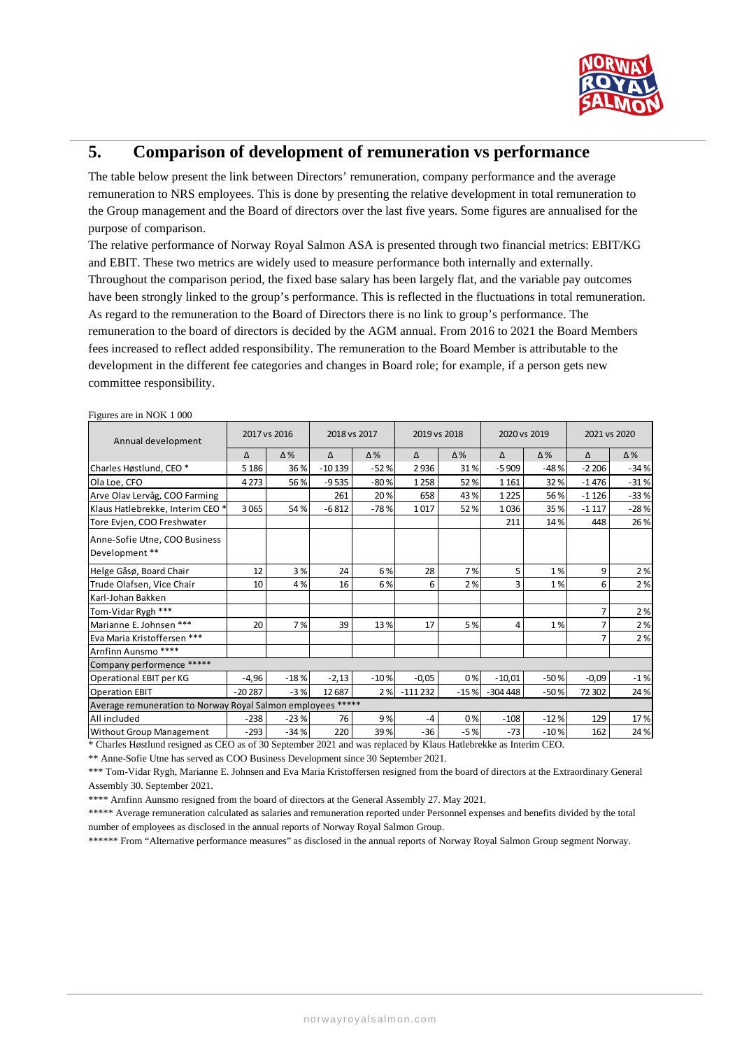## 5. Comparison of development of remuneration vs performance

The table below present the link between Directors' remuneration, company performance and the average remuneration to NRS employees. This is done by presenting the relative development in total remuneration to the Group management and the Board of directors over the last five years. Some figures are annualised for the purpose of comparison.

The relative performance of Norway Royal Salmon ASA is presented through two financial metrics: EBIT/KG and EBIT. These two metrics are widely used to measure performance both internally and externally. Throughout the comparison period, the fixed base salary has been largely flat, and the variable pay outcomes have been strongly linked to the group's performance. This is reflected in the fluctuations in total remuneration. As regard to the remuneration to the Board of Directors there is no link to group's performance. The remuneration to the board of directors is decided by the AGM annual. From 2016 to 2021 the Board Members fees increased to reflect added responsibility. The remuneration to the Board Member is attributable to the development in the different fee categories and changes in Board role; for example, if a person gets new committee responsibility.

Figures are in NOK 1 000

| Annual development | 2017 vs 2016 | | 2018 vs 2017 | | 2019 vs 2018 | | 2020 vs 2019 | | 2021 vs 2020 | |
|---|---|---|---|---|---|---|---|---|---|---|
| | Δ | Δ % | Δ | Δ % | Δ | Δ % | Δ | Δ % | Δ | Δ % |
| Charles Høstlund, CEO * | 5 186 | 36 % | -10 139 | -52 % | 2 936 | 31 % | -5 909 | -48 % | -2 206 | -34 % |
| Ola Loe, CFO | 4 273 | 56 % | -9 535 | -80 % | 1 258 | 52 % | 1 161 | 32 % | -1 476 | -31 % |
| Arve Olav Lervåg, COO Farming | | | 261 | 20 % | 658 | 43 % | 1 225 | 56 % | -1 126 | -33 % |
| Klaus Hatlebrekke, Interim CEO * | 3 065 | 54 % | -6 812 | -78 % | 1 017 | 52 % | 1 036 | 35 % | -1 117 | -28 % |
| Tore Evjen, COO Freshwater | | | | | | | 211 | 14 % | 448 | 26 % |
| Anne-Sofie Utne, COO Business Development ** | | | | | | | | | | |
| Helge Gåsø, Board Chair | 12 | 3 % | 24 | 6 % | 28 | 7 % | 5 | 1 % | 9 | 2 % |
| Trude Olafsen, Vice Chair | 10 | 4 % | 16 | 6 % | 6 | 2 % | 3 | 1 % | 6 | 2 % |
| Karl-Johan Bakken | | | | | | | | | | |
| Tom-Vidar Rygh *** | | | | | | | | | 7 | 2 % |
| Marianne E. Johnsen *** | 20 | 7 % | 39 | 13 % | 17 | 5 % | 4 | 1 % | 7 | 2 % |
| Eva Maria Kristoffersen *** | | | | | | | | | 7 | 2 % |
| Arnfinn Aunsmo **** | | | | | | | | | | |
| Company perfomence ***** | | | | | | | | | | |
| Operational EBIT per KG | -4,96 | -18 % | -2,13 | -10 % | -0,05 | 0 % | -10,01 | -50 % | -0,09 | -1 % |
| Operation EBIT | -20 287 | -3 % | 12 687 | 2 % | -111 232 | -15 % | -304 448 | -50 % | 72 302 | 24 % |
| Average remuneration to Norway Royal Salmon employees ***** | | | | | | | | | | |
| All included | -238 | -23 % | 76 | 9 % | -4 | 0 % | -108 | -12 % | 129 | 17 % |
| Without Group Management | -293 | -34 % | 220 | 39 % | -36 | -5 % | -73 | -10 % | 162 | 24 % |

\* Charles Høstlund resigned as CEO as of 30 September 2021 and was replaced by Klaus Hatlebrekke as Interim CEO.

** Anne-Sofie Utne has served as COO Business Development since 30 September 2021.

*** Tom-Vidar Rygh, Marianne E. Johnsen and Eva Maria Kristoffersen resigned from the board of directors at the Extraordinary General Assembly 30. September 2021.

**** Arnfinn Aunsmo resigned from the board of directors at the General Assembly 27. May 2021.

***** Average remuneration calculated as salaries and remuneration reported under Personnel expenses and benefits divided by the total number of employees as disclosed in the annual reports of Norway Royal Salmon Group.

****** From "Alternative performance measures" as disclosed in the annual reports of Norway Royal Salmon Group segment Norway.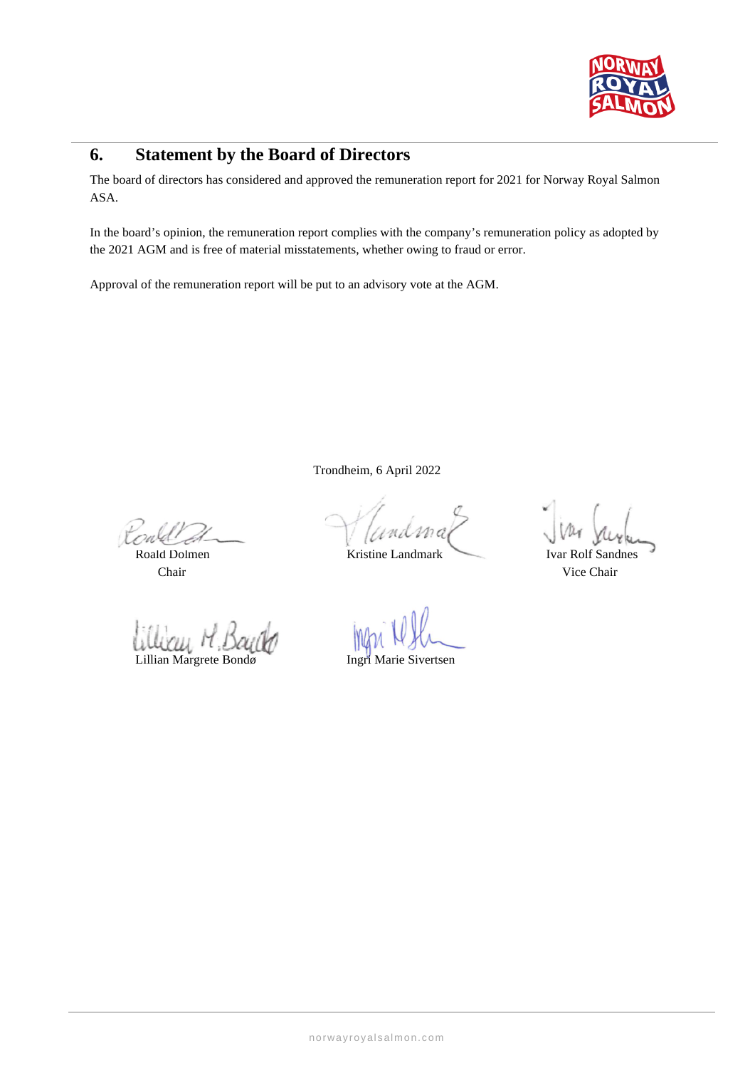## 6. Statement by the Board of Directors

The board of directors has considered and approved the remuneration report for 2021 for Norway Royal Salmon ASA.

In the board's opinion, the remuneration report complies with the company's remuneration policy as adopted by the 2021 AGM and is free of material misstatements, whether owing to fraud or error.

Approval of the remuneration report will be put to an advisory vote at the AGM.

Trondheim, 6 April 2022

| | | |
|---|---|---|
| Roald Dolmen<br>Chair | Kristine Landmark | Ivar Rolf Sandnes<br>Vice Chair |
| Lillian Margrete Bondø | Ingri Marie Sivertsen | |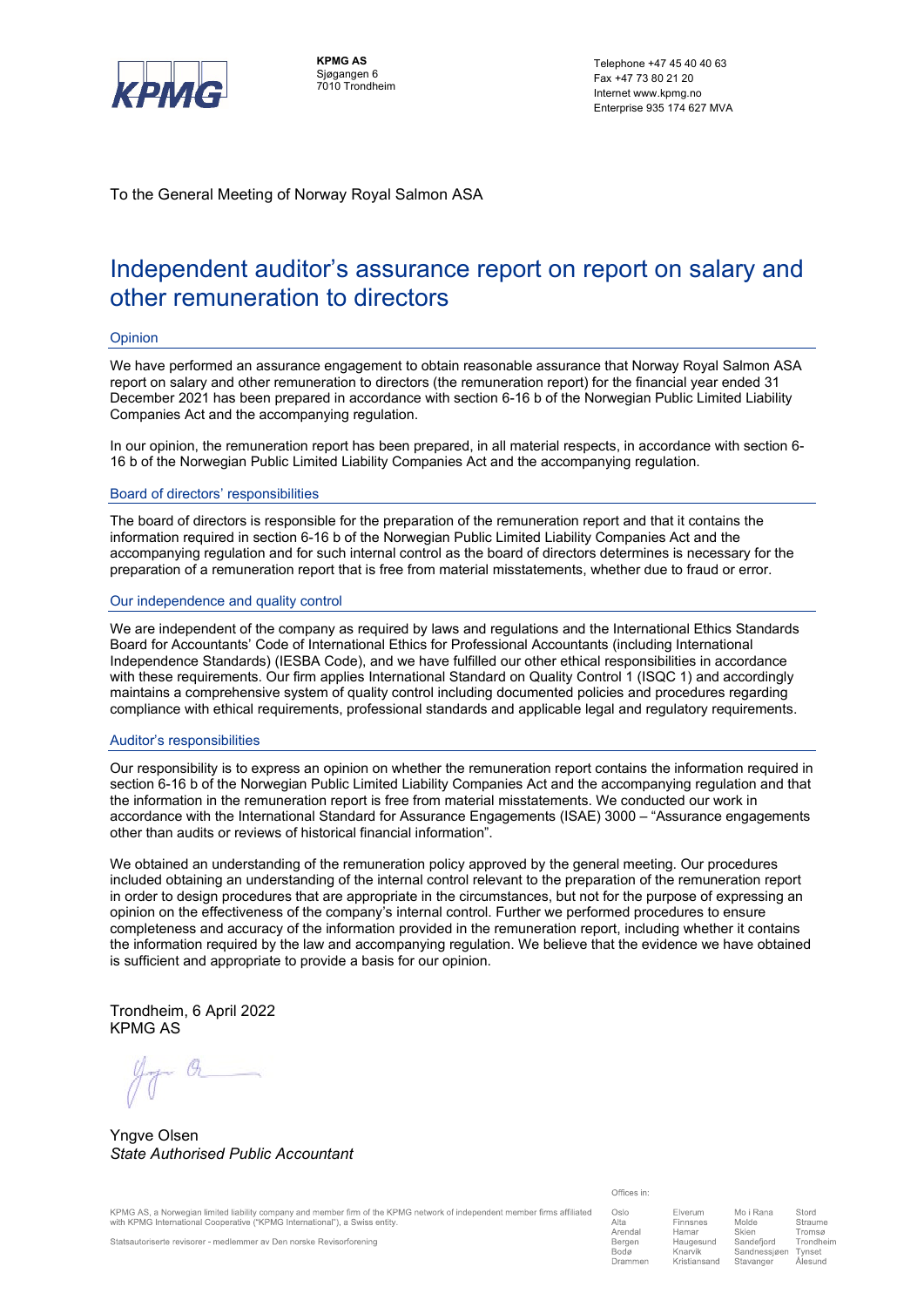**KPMG AS**
Sjøgangen 6
7010 Trondheim

Telephone +47 45 40 40 63
Fax +47 73 80 21 20
Internet www.kpmg.no
Enterprise 935 174 627 MVA

To the General Meeting of Norway Royal Salmon ASA

# Independent auditor's assurance report on report on salary and other remuneration to directors

## Opinion

We have performed an assurance engagement to obtain reasonable assurance that Norway Royal Salmon ASA report on salary and other remuneration to directors (the remuneration report) for the financial year ended 31 December 2021 has been prepared in accordance with section 6-16 b of the Norwegian Public Limited Liability Companies Act and the accompanying regulation.

In our opinion, the remuneration report has been prepared, in all material respects, in accordance with section 6-16 b of the Norwegian Public Limited Liability Companies Act and the accompanying regulation.

## Board of directors' responsibilities

The board of directors is responsible for the preparation of the remuneration report and that it contains the information required in section 6-16 b of the Norwegian Public Limited Liability Companies Act and the accompanying regulation and for such internal control as the board of directors determines is necessary for the preparation of a remuneration report that is free from material misstatements, whether due to fraud or error.

## Our independence and quality control

We are independent of the company as required by laws and regulations and the International Ethics Standards Board for Accountants' Code of International Ethics for Professional Accountants (including International Independence Standards) (IESBA Code), and we have fulfilled our other ethical responsibilities in accordance with these requirements. Our firm applies International Standard on Quality Control 1 (ISQC 1) and accordingly maintains a comprehensive system of quality control including documented policies and procedures regarding compliance with ethical requirements, professional standards and applicable legal and regulatory requirements.

## Auditor's responsibilities

Our responsibility is to express an opinion on whether the remuneration report contains the information required in section 6-16 b of the Norwegian Public Limited Liability Companies Act and the accompanying regulation and that the information in the remuneration report is free from material misstatements. We conducted our work in accordance with the International Standard for Assurance Engagements (ISAE) 3000 – "Assurance engagements other than audits or reviews of historical financial information".

We obtained an understanding of the remuneration policy approved by the general meeting. Our procedures included obtaining an understanding of the internal control relevant to the preparation of the remuneration report in order to design procedures that are appropriate in the circumstances, but not for the purpose of expressing an opinion on the effectiveness of the company's internal control. Further we performed procedures to ensure completeness and accuracy of the information provided in the remuneration report, including whether it contains the information required by the law and accompanying regulation. We believe that the evidence we have obtained is sufficient and appropriate to provide a basis for our opinion.

Trondheim, 6 April 2022
KPMG AS

Yngve Olsen
*State Authorised Public Accountant*

KPMG AS, a Norwegian limited liability company and member firm of the KPMG network of independent member firms affiliated with KPMG International Cooperative ("KPMG International"), a Swiss entity.

Statsautoriserte revisorer - medlemmer av Den norske Revisorforening

Offices in:

| | | | |
|---|---|---|---|
| Oslo | Elverum | Mo i Rana | Stord |
| Alta | Finnsnes | Molde | Straume |
| Arendal | Hamar | Skien | Tromsø |
| Bergen | Haugesund | Sandefjord | Trondheim |
| Bodø | Knarvik | Sandnessjøen | Tynset |
| Drammen | Kristiansand | Stavanger | Ålesund |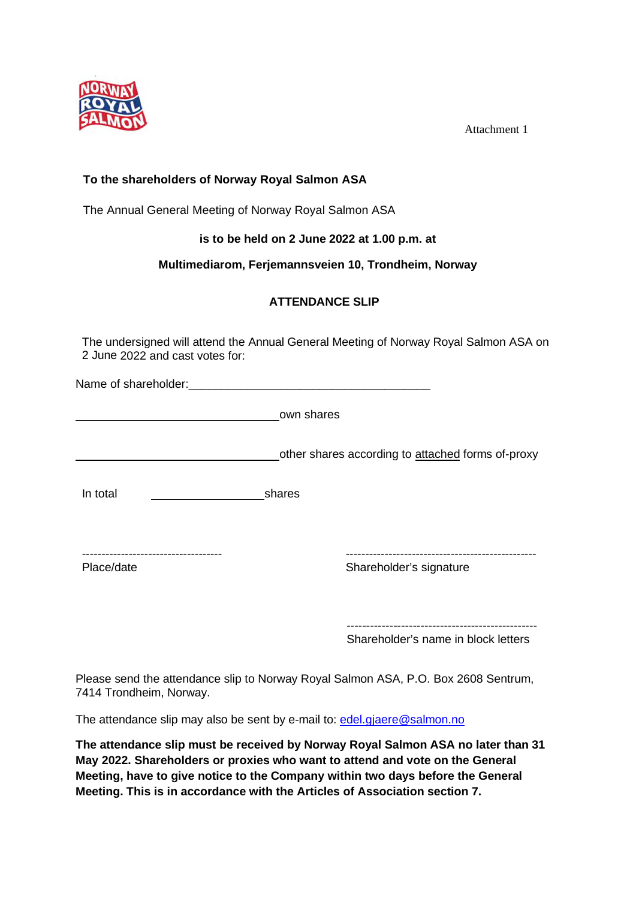Attachment 1

**To the shareholders of Norway Royal Salmon ASA**

The Annual General Meeting of Norway Royal Salmon ASA

**is to be held on 2 June 2022 at 1.00 p.m. at**

**Multimediarom, Ferjemannsveien 10, Trondheim, Norway**

## ATTENDANCE SLIP

The undersigned will attend the Annual General Meeting of Norway Royal Salmon ASA on 2 June 2022 and cast votes for:

Name of shareholder:_______________________________________

_________________________________ own shares

_________________________________ other shares according to attached forms of-proxy

In total __________________ shares

------------------------------------
Place/date

------------------------------------------------
Shareholder's signature

------------------------------------------------
Shareholder's name in block letters

Please send the attendance slip to Norway Royal Salmon ASA, P.O. Box 2608 Sentrum, 7414 Trondheim, Norway.

The attendance slip may also be sent by e-mail to: edel.gjaere@salmon.no

**The attendance slip must be received by Norway Royal Salmon ASA no later than 31 May 2022. Shareholders or proxies who want to attend and vote on the General Meeting, have to give notice to the Company within two days before the General Meeting. This is in accordance with the Articles of Association section 7.**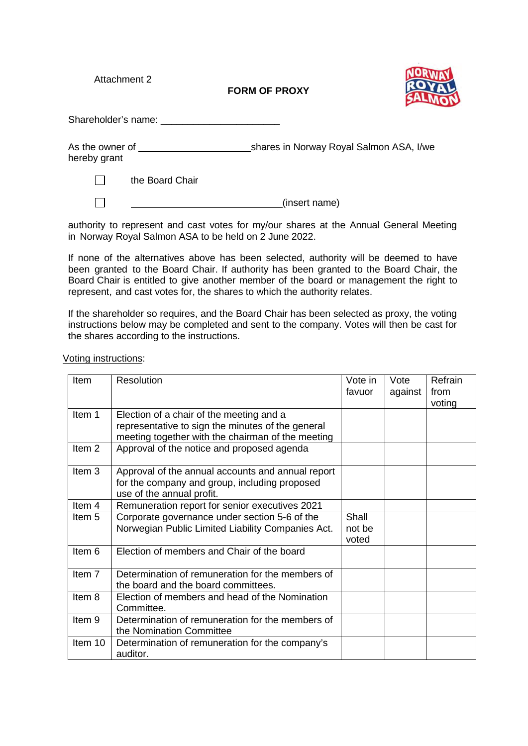Attachment 2

**FORM OF PROXY**

Shareholder's name: ______________________

As the owner of ______________________ shares in Norway Royal Salmon ASA, I/we hereby grant

☐ the Board Chair

☐ ____________________________ (insert name)

authority to represent and cast votes for my/our shares at the Annual General Meeting in Norway Royal Salmon ASA to be held on 2 June 2022.

If none of the alternatives above has been selected, authority will be deemed to have been granted to the Board Chair. If authority has been granted to the Board Chair, the Board Chair is entitled to give another member of the board or management the right to represent, and cast votes for, the shares to which the authority relates.

If the shareholder so requires, and the Board Chair has been selected as proxy, the voting instructions below may be completed and sent to the company. Votes will then be cast for the shares according to the instructions.

Voting instructions:

| Item | Resolution | Vote in favuor | Vote against | Refrain from voting |
| --- | --- | --- | --- | --- |
| Item 1 | Election of a chair of the meeting and a representative to sign the minutes of the general meeting together with the chairman of the meeting | | | |
| Item 2 | Approval of the notice and proposed agenda | | | |
| Item 3 | Approval of the annual accounts and annual report for the company and group, including proposed use of the annual profit. | | | |
| Item 4 | Remuneration report for senior executives 2021 | | | |
| Item 5 | Corporate governance under section 5-6 of the Norwegian Public Limited Liability Companies Act. | Shall not be voted | | |
| Item 6 | Election of members and Chair of the board | | | |
| Item 7 | Determination of remuneration for the members of the board and the board committees. | | | |
| Item 8 | Election of members and head of the Nomination Committee. | | | |
| Item 9 | Determination of remuneration for the members of the Nomination Committee | | | |
| Item 10 | Determination of remuneration for the company's auditor. | | | |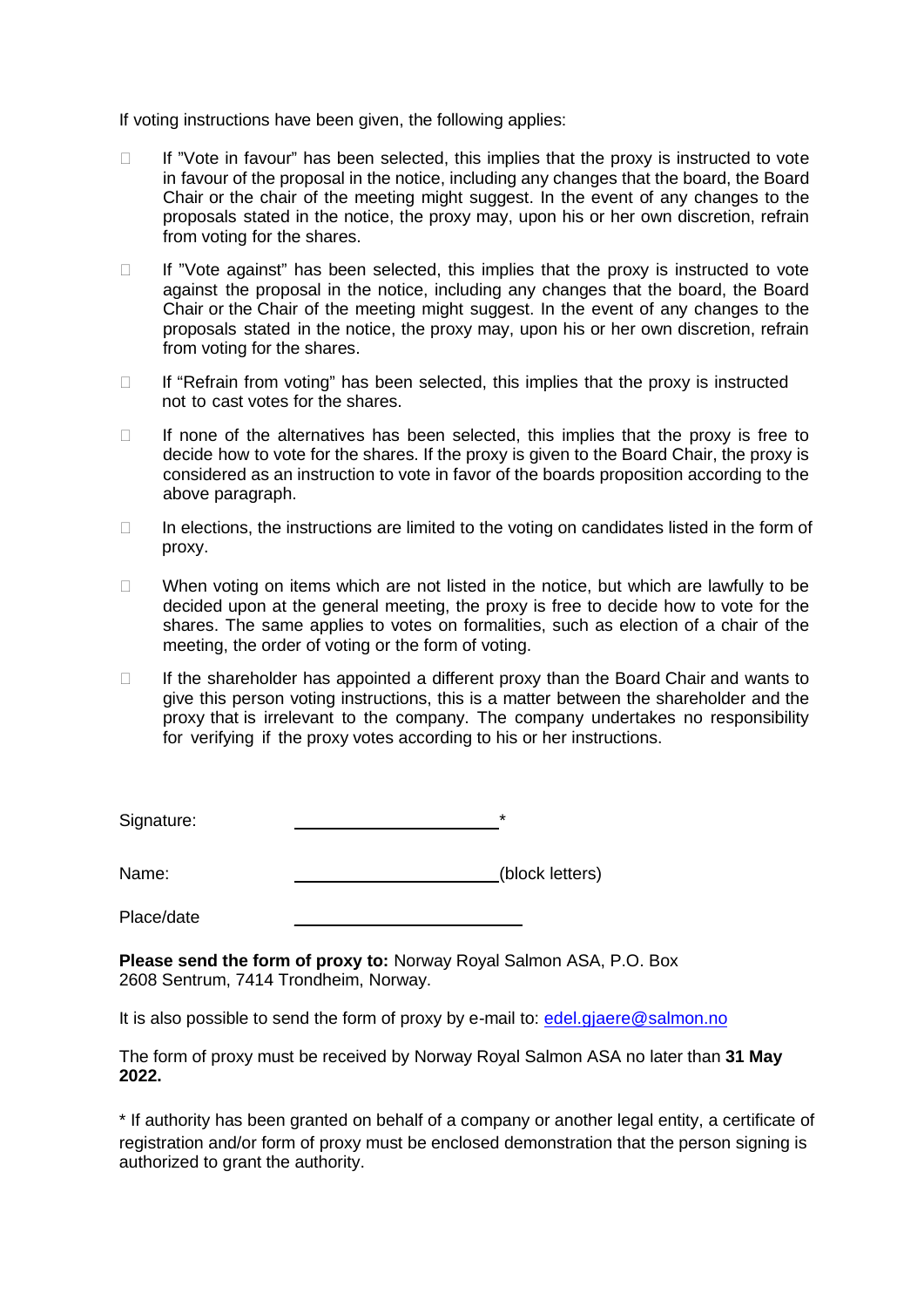If voting instructions have been given, the following applies:

- If "Vote in favour" has been selected, this implies that the proxy is instructed to vote in favour of the proposal in the notice, including any changes that the board, the Board Chair or the chair of the meeting might suggest. In the event of any changes to the proposals stated in the notice, the proxy may, upon his or her own discretion, refrain from voting for the shares.
- If "Vote against" has been selected, this implies that the proxy is instructed to vote against the proposal in the notice, including any changes that the board, the Board Chair or the Chair of the meeting might suggest. In the event of any changes to the proposals stated in the notice, the proxy may, upon his or her own discretion, refrain from voting for the shares.
- If "Refrain from voting" has been selected, this implies that the proxy is instructed not to cast votes for the shares.
- If none of the alternatives has been selected, this implies that the proxy is free to decide how to vote for the shares. If the proxy is given to the Board Chair, the proxy is considered as an instruction to vote in favor of the boards proposition according to the above paragraph.
- In elections, the instructions are limited to the voting on candidates listed in the form of proxy.
- When voting on items which are not listed in the notice, but which are lawfully to be decided upon at the general meeting, the proxy is free to decide how to vote for the shares. The same applies to votes on formalities, such as election of a chair of the meeting, the order of voting or the form of voting.
- If the shareholder has appointed a different proxy than the Board Chair and wants to give this person voting instructions, this is a matter between the shareholder and the proxy that is irrelevant to the company. The company undertakes no responsibility for verifying if the proxy votes according to his or her instructions.

Signature: ______________________*

Name: ______________________(block letters)

Place/date ______________________

**Please send the form of proxy to:** Norway Royal Salmon ASA, P.O. Box 2608 Sentrum, 7414 Trondheim, Norway.

It is also possible to send the form of proxy by e-mail to: edel.gjaere@salmon.no

The form of proxy must be received by Norway Royal Salmon ASA no later than **31 May 2022.**

* If authority has been granted on behalf of a company or another legal entity, a certificate of registration and/or form of proxy must be enclosed demonstration that the person signing is authorized to grant the authority.